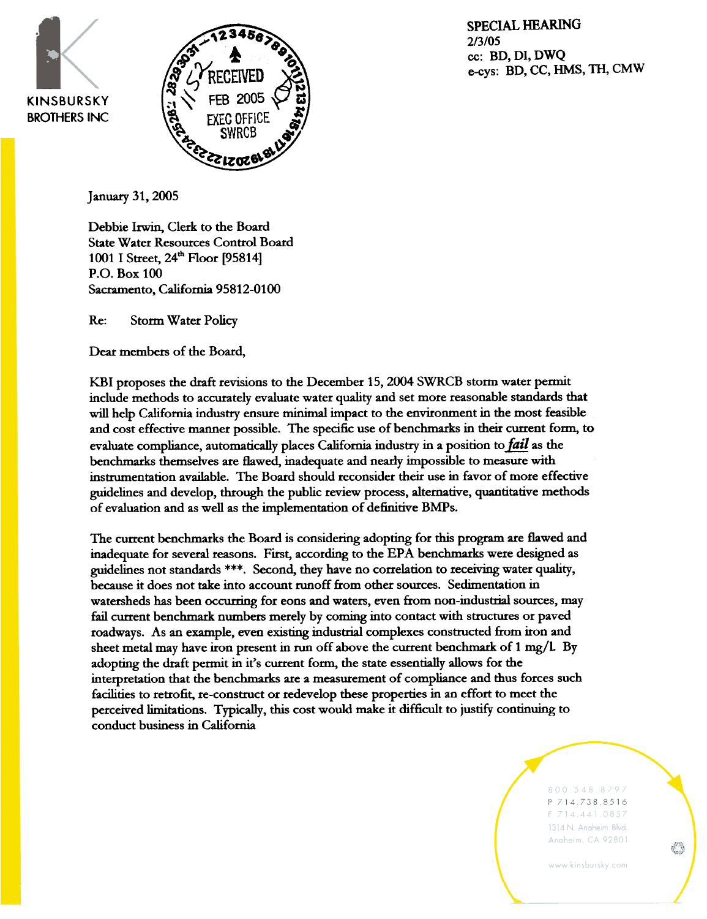KINSBURSKY BROTHERS INC

RECEIVED
FEB 2005
EXEC OFFICE
SWRCB

SPECIAL HEARING
2/3/05
cc: BD, DI, DWQ
e-cys: BD, CC, HMS, TH, CMW

January 31, 2005

Debbie Irwin, Clerk to the Board
State Water Resources Control Board
1001 I Street, 24th Floor [95814]
P.O. Box 100
Sacramento, California 95812-0100

Re: Storm Water Policy

Dear members of the Board,

KBI proposes the draft revisions to the December 15, 2004 SWRCB storm water permit include methods to accurately evaluate water quality and set more reasonable standards that will help California industry ensure minimal impact to the environment in the most feasible and cost effective manner possible. The specific use of benchmarks in their current form, to evaluate compliance, automatically places California industry in a position to ***fail*** as the benchmarks themselves are flawed, inadequate and nearly impossible to measure with instrumentation available. The Board should reconsider their use in favor of more effective guidelines and develop, through the public review process, alternative, quantitative methods of evaluation and as well as the implementation of definitive BMPs.

The current benchmarks the Board is considering adopting for this program are flawed and inadequate for several reasons. First, according to the EPA benchmarks were designed as guidelines not standards ***. Second, they have no correlation to receiving water quality, because it does not take into account runoff from other sources. Sedimentation in watersheds has been occurring for eons and waters, even from non-industrial sources, may fail current benchmark numbers merely by coming into contact with structures or paved roadways. As an example, even existing industrial complexes constructed from iron and sheet metal may have iron present in run off above the current benchmark of 1 mg/L. By adopting the draft permit in it's current form, the state essentially allows for the interpretation that the benchmarks are a measurement of compliance and thus forces such facilities to retrofit, re-construct or redevelop these properties in an effort to meet the perceived limitations. Typically, this cost would make it difficult to justify continuing to conduct business in California

800.548.8797
P 714.738.8516
F 714.441.0857
1314 N. Anaheim Blvd.
Anaheim, CA 92801
www.kinsbursky.com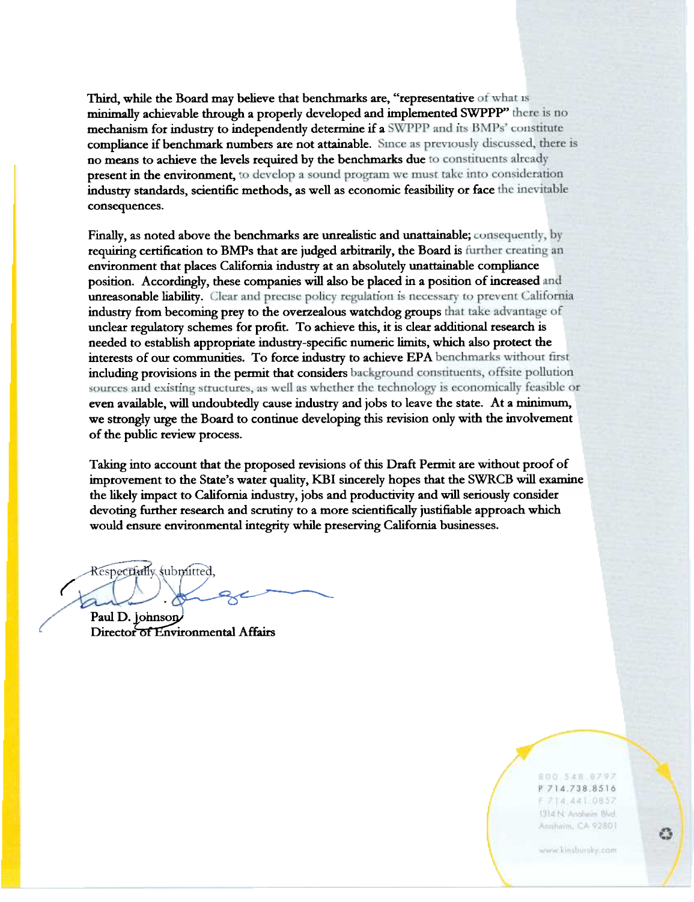Third, while the Board may believe that benchmarks are, "representative of what is minimally achievable through a properly developed and implemented SWPPP" there is no mechanism for industry to independently determine if a SWPPP and its BMPs' constitute compliance if benchmark numbers are not attainable. Since as previously discussed, there is no means to achieve the levels required by the benchmarks due to constituents already present in the environment, to develop a sound program we must take into consideration industry standards, scientific methods, as well as economic feasibility or face the inevitable consequences.

Finally, as noted above the benchmarks are unrealistic and unattainable; consequently, by requiring certification to BMPs that are judged arbitrarily, the Board is further creating an environment that places California industry at an absolutely unattainable compliance position. Accordingly, these companies will also be placed in a position of increased and unreasonable liability. Clear and precise policy regulation is necessary to prevent California industry from becoming prey to the overzealous watchdog groups that take advantage of unclear regulatory schemes for profit. To achieve this, it is clear additional research is needed to establish appropriate industry-specific numeric limits, which also protect the interests of our communities. To force industry to achieve EPA benchmarks without first including provisions in the permit that considers background constituents, offsite pollution sources and existing structures, as well as whether the technology is economically feasible or even available, will undoubtedly cause industry and jobs to leave the state. At a minimum, we strongly urge the Board to continue developing this revision only with the involvement of the public review process.

Taking into account that the proposed revisions of this Draft Permit are without proof of improvement to the State's water quality, KBI sincerely hopes that the SWRCB will examine the likely impact to California industry, jobs and productivity and will seriously consider devoting further research and scrutiny to a more scientifically justifiable approach which would ensure environmental integrity while preserving California businesses.

Respectfully submitted,

Paul D. Johnson
Director of Environmental Affairs

800.548.8797
P 714.738.8516
F 714.441.0857
1314 N. Anaheim Blvd.
Anaheim, CA 92801

www.kinsbursky.com